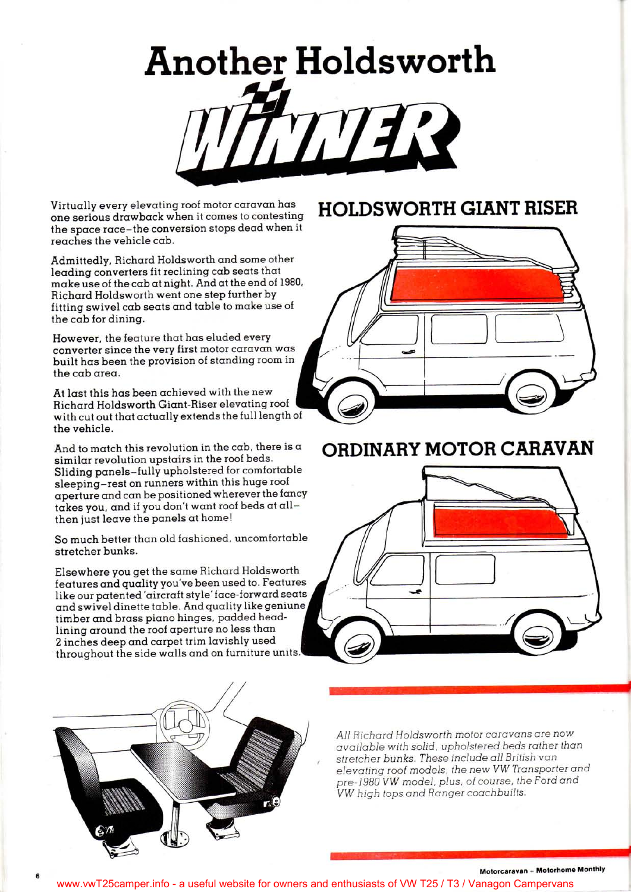# Another Holdsworth WINNER

Virtually every elevating roof motor caravan has one serious drawback when it comes to contesting the space race–the conversion stops dead when it reaches the vehicle cab.

Admittedly, Richard Holdsworth and some other leading converters fit reclining cab seats that make use of the cab at night. And at the end of 1980, Richard Holdsworth went one step further by fitting swivel cab seats and table to make use of the cab for dining.

However, the feature that has eluded every converter since the very first motor caravan was built has been the provision of standing room in the cab area.

At last this has been achieved with the new Richard Holdsworth Giant-Riser elevating roof with cut out that actually extends the full length of the vehicle.

And to match this revolution in the cab, there is a similar revolution upstairs in the roof beds. Sliding panels–fully upholstered for comfortable sleeping–rest on runners within this huge roof aperture and can be positioned wherever the fancy takes you, and if you don't want roof beds at all–then just leave the panels at home!

So much better than old fashioned, uncomfortable stretcher bunks.

Elsewhere you get the same Richard Holdsworth features and quality you've been used to. Features like our patented 'aircraft style' face-forward seats and swivel dinette table. And quality like geniune timber and brass piano hinges, padded head-lining around the roof aperture no less than 2 inches deep and carpet trim lavishly used throughout the side walls and on furniture units.

## HOLDSWORTH GIANT RISER

## ORDINARY MOTOR CARAVAN

*All Richard Holdsworth motor caravans are now available with solid, upholstered beds rather than stretcher bunks. These include all British van elevating roof models, the new VW Transporter and pre-1980 VW model, plus, of course, the Ford and VW high tops and Ranger coachbuilts.*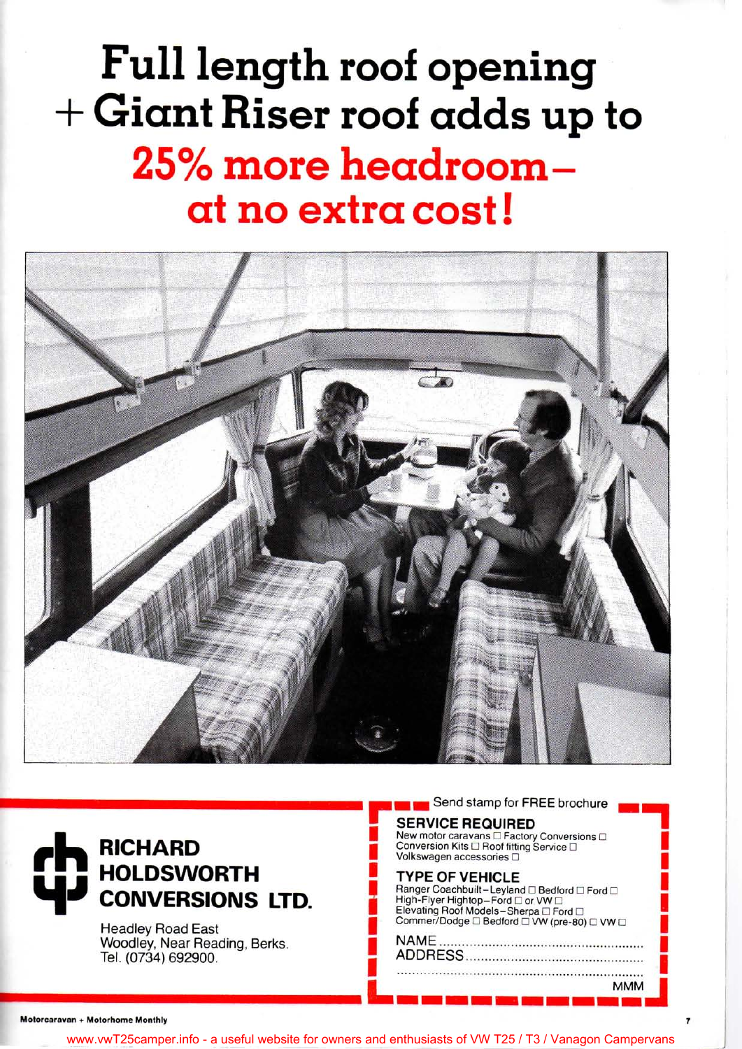# Full length roof opening + Giant Riser roof adds up to

# 25% more headroom – at no extra cost!

**RICHARD HOLDSWORTH CONVERSIONS LTD.**

Headley Road East
Woodley, Near Reading, Berks.
Tel. (0734) 692900.

Send stamp for FREE brochure

**SERVICE REQUIRED**

New motor caravans ☐ Factory Conversions ☐
Conversion Kits ☐ Roof fitting Service ☐
Volkswagen accessories ☐

**TYPE OF VEHICLE**

Ranger Coachbuilt – Leyland ☐ Bedford ☐ Ford ☐
High-Flyer Hightop – Ford ☐ or VW ☐
Elevating Roof Models – Sherpa ☐ Ford ☐
Commer/Dodge ☐ Bedford ☐ VW (pre-80) ☐ VW ☐

NAME ...........................................................

ADDRESS ......................................................

.....................................................................

MMM

Motorcaravan + Motorhome Monthly

www.vwT25camper.info - a useful website for owners and enthusiasts of VW T25 / T3 / Vanagon Campervans